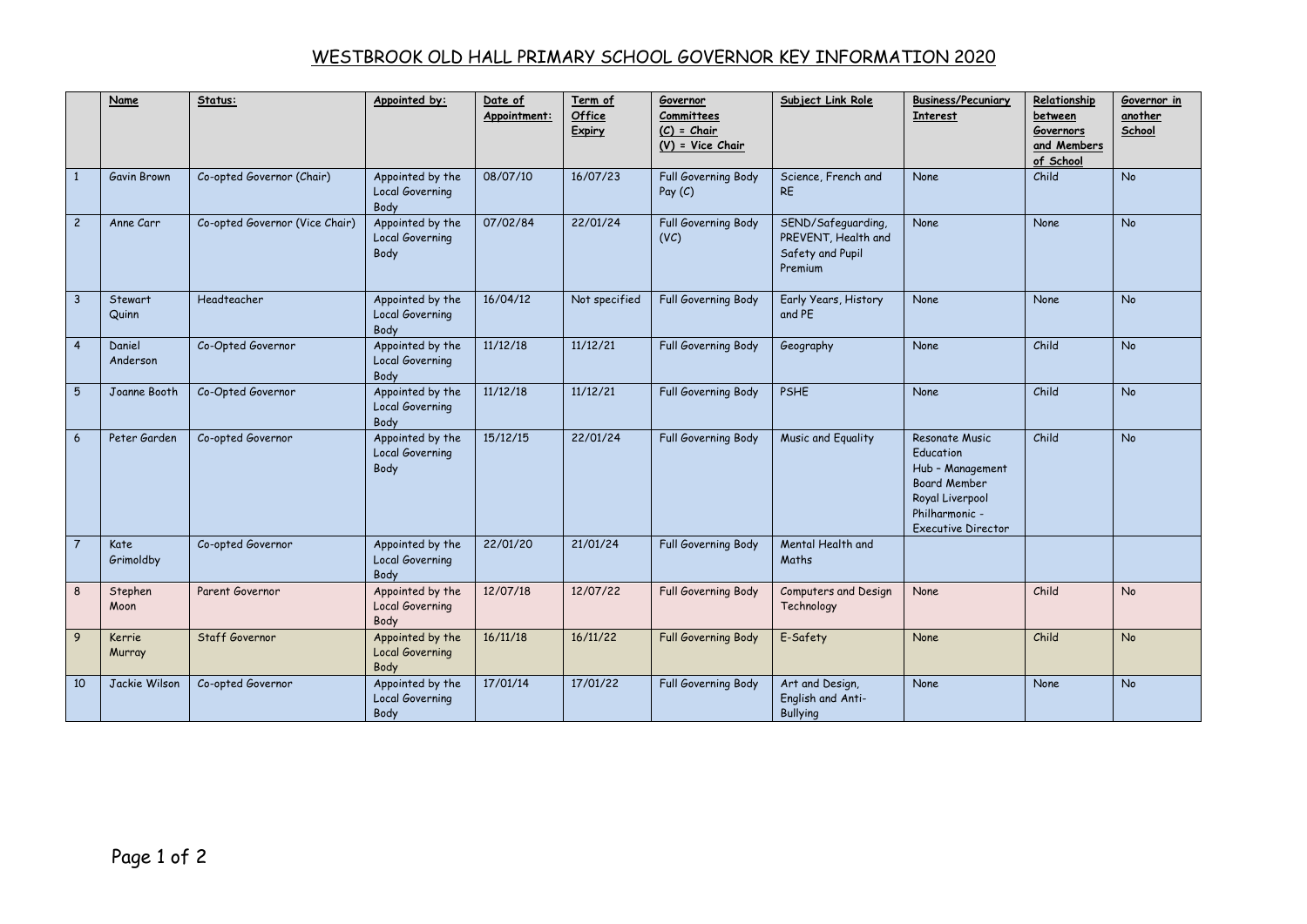# WESTBROOK OLD HALL PRIMARY SCHOOL GOVERNOR KEY INFORMATION 2020

| | Name | Status: | Appointed by: | Date of Appointment: | Term of Office Expiry | Governor Committees (C) = Chair (V) = Vice Chair | Subject Link Role | Business/Pecuniary Interest | Relationship between Governors and Members of School | Governor in another School |
|---|---|---|---|---|---|---|---|---|---|---|
| 1 | Gavin Brown | Co-opted Governor (Chair) | Appointed by the Local Governing Body | 08/07/10 | 16/07/23 | Full Governing Body Pay (C) | Science, French and RE | None | Child | No |
| 2 | Anne Carr | Co-opted Governor (Vice Chair) | Appointed by the Local Governing Body | 07/02/84 | 22/01/24 | Full Governing Body (VC) | SEND/Safeguarding, PREVENT, Health and Safety and Pupil Premium | None | None | No |
| 3 | Stewart Quinn | Headteacher | Appointed by the Local Governing Body | 16/04/12 | Not specified | Full Governing Body | Early Years, History and PE | None | None | No |
| 4 | Daniel Anderson | Co-Opted Governor | Appointed by the Local Governing Body | 11/12/18 | 11/12/21 | Full Governing Body | Geography | None | Child | No |
| 5 | Joanne Booth | Co-Opted Governor | Appointed by the Local Governing Body | 11/12/18 | 11/12/21 | Full Governing Body | PSHE | None | Child | No |
| 6 | Peter Garden | Co-opted Governor | Appointed by the Local Governing Body | 15/12/15 | 22/01/24 | Full Governing Body | Music and Equality | Resonate Music Education Hub - Management Board Member Royal Liverpool Philharmonic - Executive Director | Child | No |
| 7 | Kate Grimoldby | Co-opted Governor | Appointed by the Local Governing Body | 22/01/20 | 21/01/24 | Full Governing Body | Mental Health and Maths | | | |
| 8 | Stephen Moon | Parent Governor | Appointed by the Local Governing Body | 12/07/18 | 12/07/22 | Full Governing Body | Computers and Design Technology | None | Child | No |
| 9 | Kerrie Murray | Staff Governor | Appointed by the Local Governing Body | 16/11/18 | 16/11/22 | Full Governing Body | E-Safety | None | Child | No |
| 10 | Jackie Wilson | Co-opted Governor | Appointed by the Local Governing Body | 17/01/14 | 17/01/22 | Full Governing Body | Art and Design, English and Anti-Bullying | None | None | No |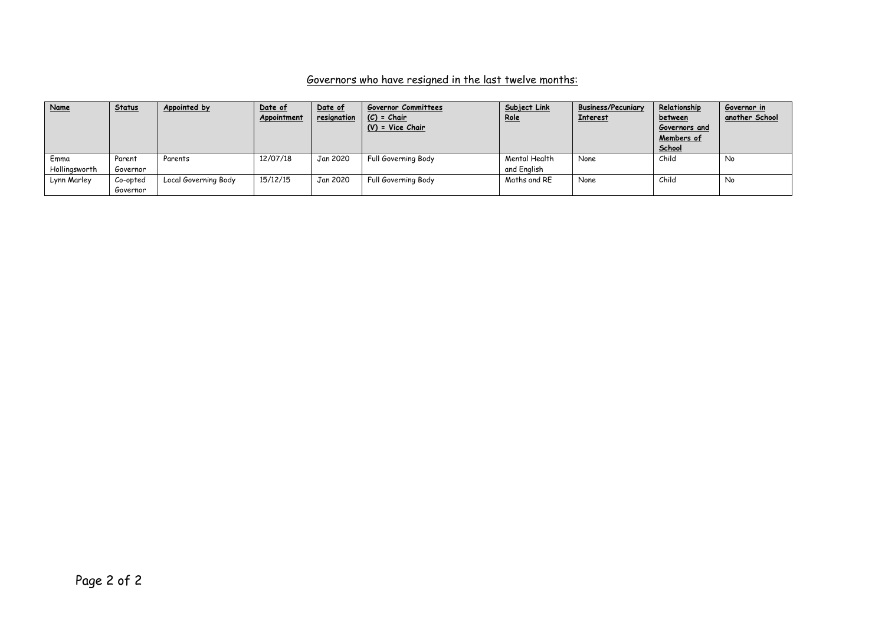## Governors who have resigned in the last twelve months:

| Name | Status | Appointed by | Date of Appointment | Date of resignation | Governor Committees (C) = Chair (V) = Vice Chair | Subject Link Role | Business/Pecuniary Interest | Relationship between Governors and Members of School | Governor in another School |
|---|---|---|---|---|---|---|---|---|---|
| Emma Hollingsworth | Parent Governor | Parents | 12/07/18 | Jan 2020 | Full Governing Body | Mental Health and English | None | Child | No |
| Lynn Marley | Co-opted Governor | Local Governing Body | 15/12/15 | Jan 2020 | Full Governing Body | Maths and RE | None | Child | No |